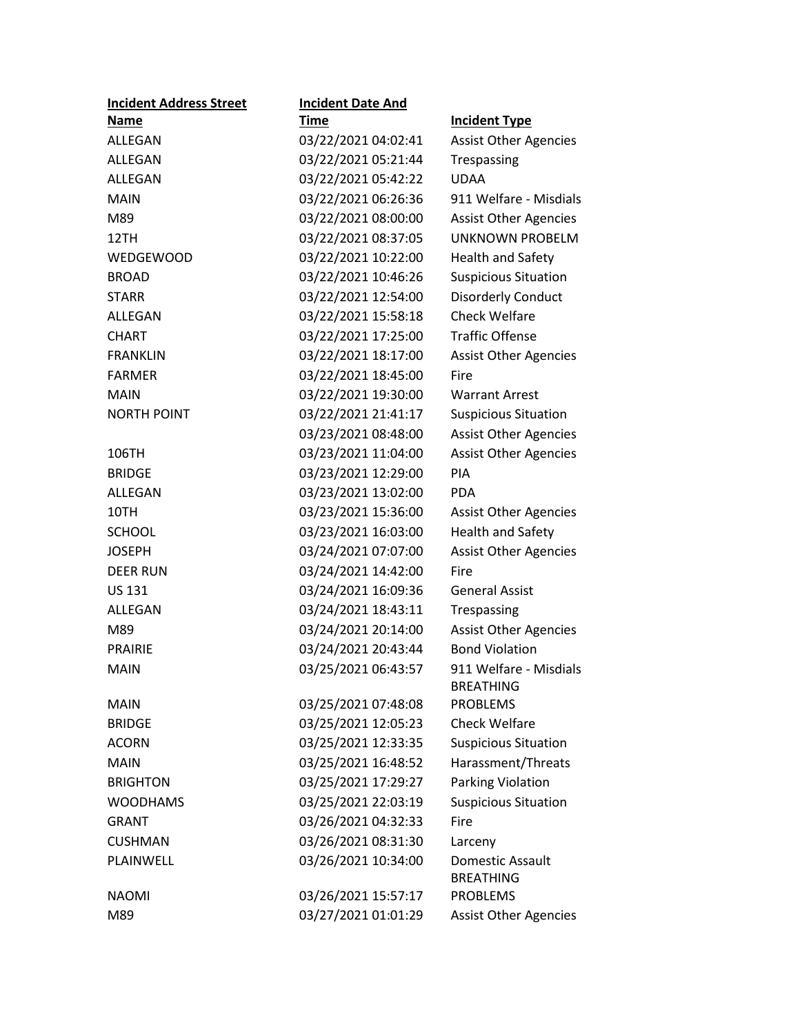| Incident Address Street Name | Incident Date And Time | Incident Type |
| --- | --- | --- |
| ALLEGAN | 03/22/2021 04:02:41 | Assist Other Agencies |
| ALLEGAN | 03/22/2021 05:21:44 | Trespassing |
| ALLEGAN | 03/22/2021 05:42:22 | UDAA |
| MAIN | 03/22/2021 06:26:36 | 911 Welfare - Misdials |
| M89 | 03/22/2021 08:00:00 | Assist Other Agencies |
| 12TH | 03/22/2021 08:37:05 | UNKNOWN PROBELM |
| WEDGEWOOD | 03/22/2021 10:22:00 | Health and Safety |
| BROAD | 03/22/2021 10:46:26 | Suspicious Situation |
| STARR | 03/22/2021 12:54:00 | Disorderly Conduct |
| ALLEGAN | 03/22/2021 15:58:18 | Check Welfare |
| CHART | 03/22/2021 17:25:00 | Traffic Offense |
| FRANKLIN | 03/22/2021 18:17:00 | Assist Other Agencies |
| FARMER | 03/22/2021 18:45:00 | Fire |
| MAIN | 03/22/2021 19:30:00 | Warrant Arrest |
| NORTH POINT | 03/22/2021 21:41:17 | Suspicious Situation |
| | 03/23/2021 08:48:00 | Assist Other Agencies |
| 106TH | 03/23/2021 11:04:00 | Assist Other Agencies |
| BRIDGE | 03/23/2021 12:29:00 | PIA |
| ALLEGAN | 03/23/2021 13:02:00 | PDA |
| 10TH | 03/23/2021 15:36:00 | Assist Other Agencies |
| SCHOOL | 03/23/2021 16:03:00 | Health and Safety |
| JOSEPH | 03/24/2021 07:07:00 | Assist Other Agencies |
| DEER RUN | 03/24/2021 14:42:00 | Fire |
| US 131 | 03/24/2021 16:09:36 | General Assist |
| ALLEGAN | 03/24/2021 18:43:11 | Trespassing |
| M89 | 03/24/2021 20:14:00 | Assist Other Agencies |
| PRAIRIE | 03/24/2021 20:43:44 | Bond Violation |
| MAIN | 03/25/2021 06:43:57 | 911 Welfare - Misdials |
| MAIN | 03/25/2021 07:48:08 | BREATHING PROBLEMS |
| BRIDGE | 03/25/2021 12:05:23 | Check Welfare |
| ACORN | 03/25/2021 12:33:35 | Suspicious Situation |
| MAIN | 03/25/2021 16:48:52 | Harassment/Threats |
| BRIGHTON | 03/25/2021 17:29:27 | Parking Violation |
| WOODHAMS | 03/25/2021 22:03:19 | Suspicious Situation |
| GRANT | 03/26/2021 04:32:33 | Fire |
| CUSHMAN | 03/26/2021 08:31:30 | Larceny |
| PLAINWELL | 03/26/2021 10:34:00 | Domestic Assault |
| NAOMI | 03/26/2021 15:57:17 | BREATHING PROBLEMS |
| M89 | 03/27/2021 01:01:29 | Assist Other Agencies |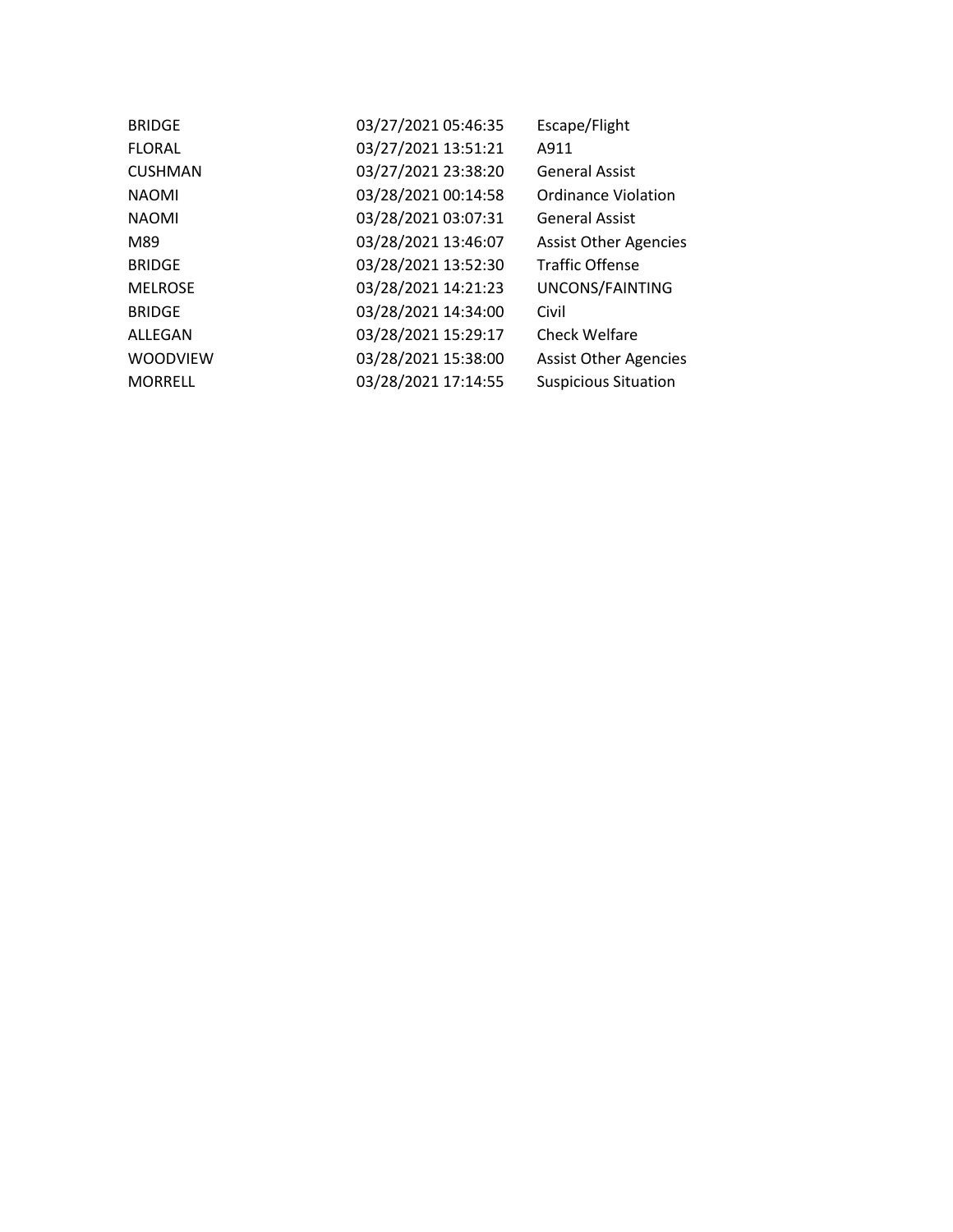| | | |
|---|---|---|
| BRIDGE | 03/27/2021 05:46:35 | Escape/Flight |
| FLORAL | 03/27/2021 13:51:21 | A911 |
| CUSHMAN | 03/27/2021 23:38:20 | General Assist |
| NAOMI | 03/28/2021 00:14:58 | Ordinance Violation |
| NAOMI | 03/28/2021 03:07:31 | General Assist |
| M89 | 03/28/2021 13:46:07 | Assist Other Agencies |
| BRIDGE | 03/28/2021 13:52:30 | Traffic Offense |
| MELROSE | 03/28/2021 14:21:23 | UNCONS/FAINTING |
| BRIDGE | 03/28/2021 14:34:00 | Civil |
| ALLEGAN | 03/28/2021 15:29:17 | Check Welfare |
| WOODVIEW | 03/28/2021 15:38:00 | Assist Other Agencies |
| MORRELL | 03/28/2021 17:14:55 | Suspicious Situation |